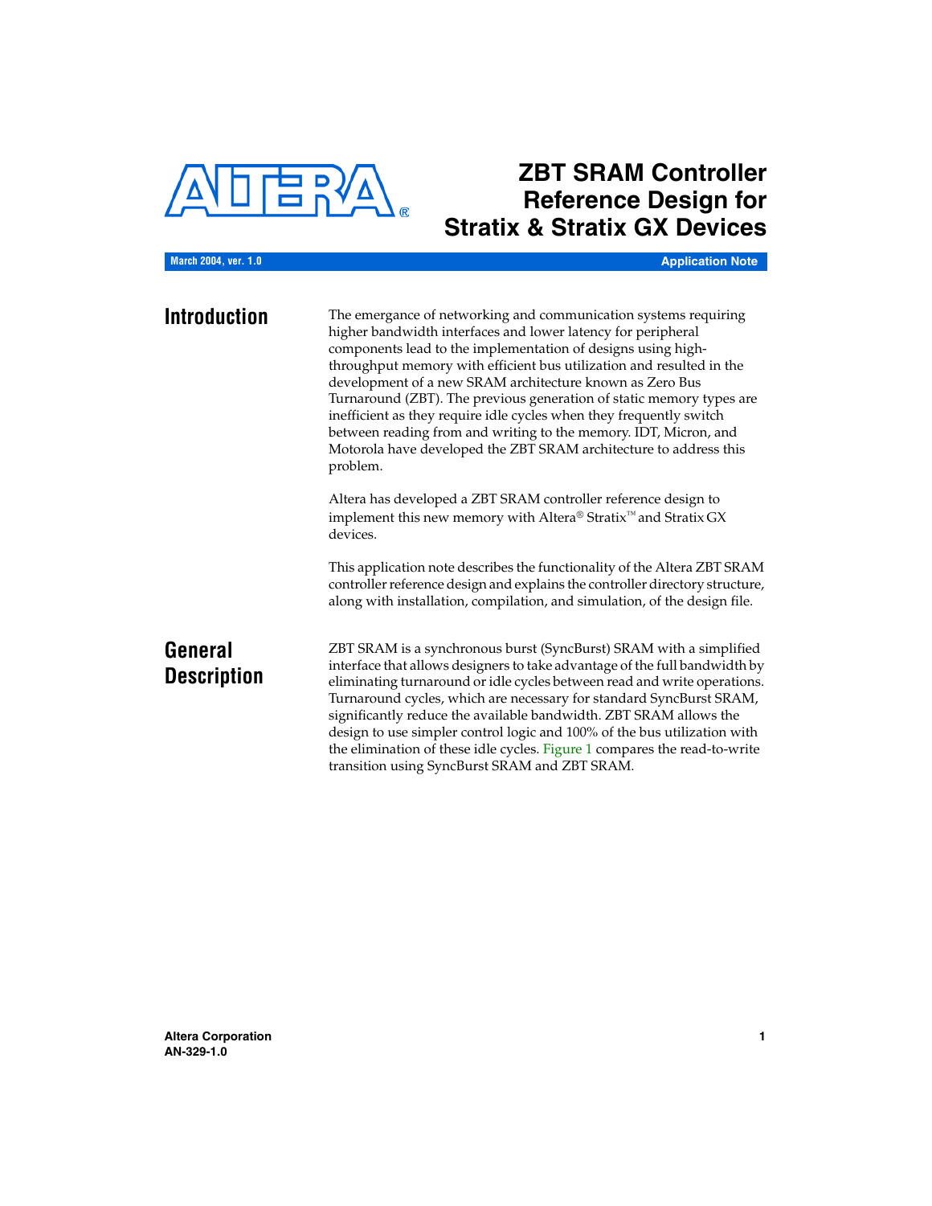# ZBT SRAM Controller Reference Design for Stratix & Stratix GX Devices

March 2004, ver. 1.0 — Application Note

## Introduction

The emergance of networking and communication systems requiring higher bandwidth interfaces and lower latency for peripheral components lead to the implementation of designs using high-throughput memory with efficient bus utilization and resulted in the development of a new SRAM architecture known as Zero Bus Turnaround (ZBT). The previous generation of static memory types are inefficient as they require idle cycles when they frequently switch between reading from and writing to the memory. IDT, Micron, and Motorola have developed the ZBT SRAM architecture to address this problem.

Altera has developed a ZBT SRAM controller reference design to implement this new memory with Altera® Stratix™ and Stratix GX devices.

This application note describes the functionality of the Altera ZBT SRAM controller reference design and explains the controller directory structure, along with installation, compilation, and simulation, of the design file.

## General Description

ZBT SRAM is a synchronous burst (SyncBurst) SRAM with a simplified interface that allows designers to take advantage of the full bandwidth by eliminating turnaround or idle cycles between read and write operations. Turnaround cycles, which are necessary for standard SyncBurst SRAM, significantly reduce the available bandwidth. ZBT SRAM allows the design to use simpler control logic and 100% of the bus utilization with the elimination of these idle cycles. Figure 1 compares the read-to-write transition using SyncBurst SRAM and ZBT SRAM.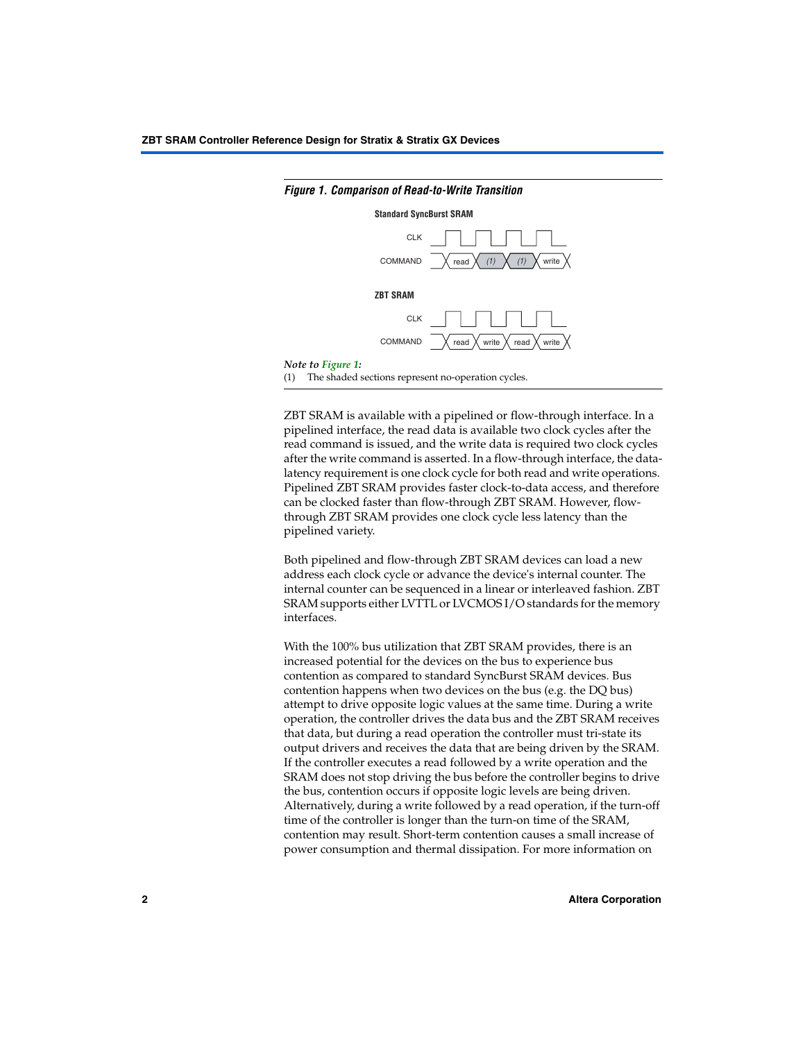*Figure 1. Comparison of Read-to-Write Transition*

**Standard SyncBurst SRAM**

CLK

COMMAND read (1) (1) write

**ZBT SRAM**

CLK

COMMAND read write read write

*Note to Figure 1:*

(1) The shaded sections represent no-operation cycles.

ZBT SRAM is available with a pipelined or flow-through interface. In a pipelined interface, the read data is available two clock cycles after the read command is issued, and the write data is required two clock cycles after the write command is asserted. In a flow-through interface, the data-latency requirement is one clock cycle for both read and write operations. Pipelined ZBT SRAM provides faster clock-to-data access, and therefore can be clocked faster than flow-through ZBT SRAM. However, flow-through ZBT SRAM provides one clock cycle less latency than the pipelined variety.

Both pipelined and flow-through ZBT SRAM devices can load a new address each clock cycle or advance the device's internal counter. The internal counter can be sequenced in a linear or interleaved fashion. ZBT SRAM supports either LVTTL or LVCMOS I/O standards for the memory interfaces.

With the 100% bus utilization that ZBT SRAM provides, there is an increased potential for the devices on the bus to experience bus contention as compared to standard SyncBurst SRAM devices. Bus contention happens when two devices on the bus (e.g. the DQ bus) attempt to drive opposite logic values at the same time. During a write operation, the controller drives the data bus and the ZBT SRAM receives that data, but during a read operation the controller must tri-state its output drivers and receives the data that are being driven by the SRAM. If the controller executes a read followed by a write operation and the SRAM does not stop driving the bus before the controller begins to drive the bus, contention occurs if opposite logic levels are being driven. Alternatively, during a write followed by a read operation, if the turn-off time of the controller is longer than the turn-on time of the SRAM, contention may result. Short-term contention causes a small increase of power consumption and thermal dissipation. For more information on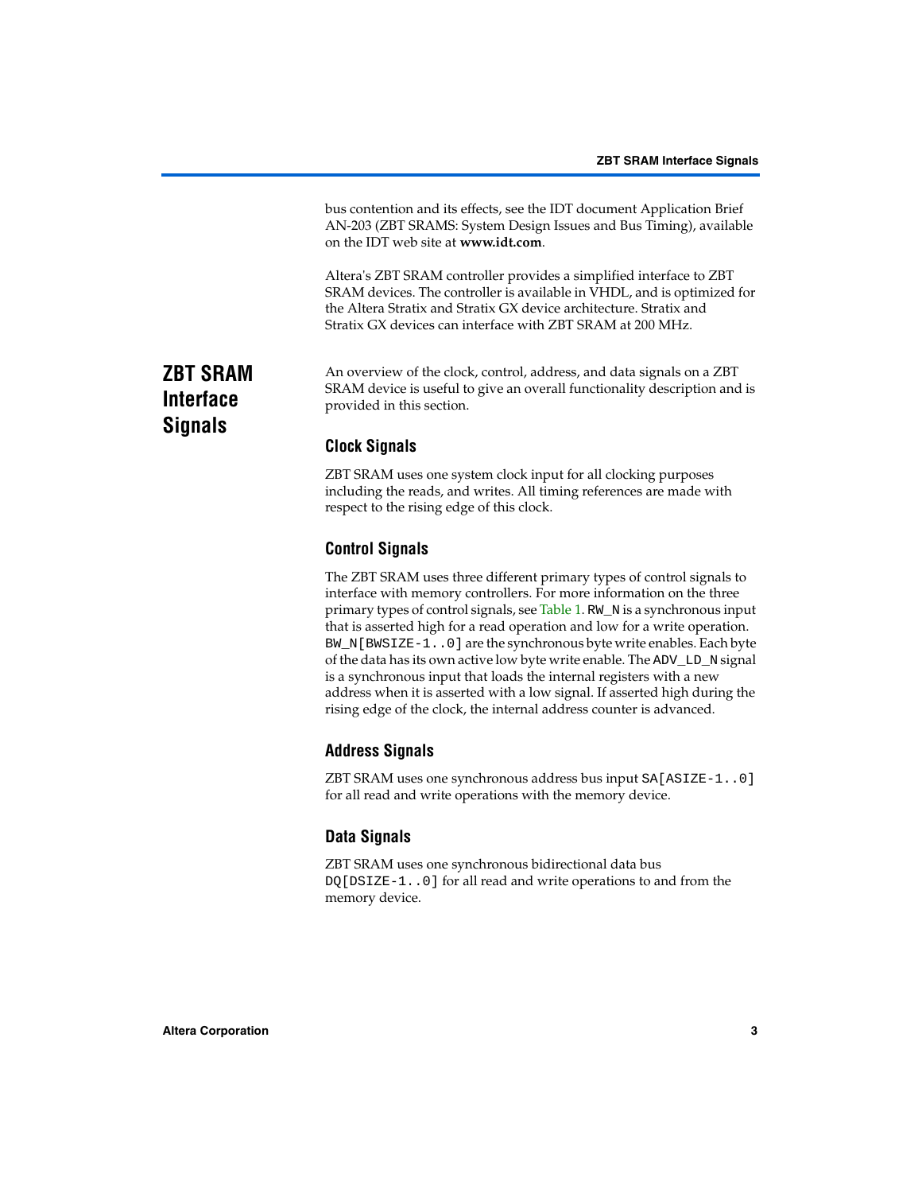bus contention and its effects, see the IDT document Application Brief AN-203 (ZBT SRAMS: System Design Issues and Bus Timing), available on the IDT web site at **www.idt.com**.

Altera's ZBT SRAM controller provides a simplified interface to ZBT SRAM devices. The controller is available in VHDL, and is optimized for the Altera Stratix and Stratix GX device architecture. Stratix and Stratix GX devices can interface with ZBT SRAM at 200 MHz.

## ZBT SRAM Interface Signals

An overview of the clock, control, address, and data signals on a ZBT SRAM device is useful to give an overall functionality description and is provided in this section.

### Clock Signals

ZBT SRAM uses one system clock input for all clocking purposes including the reads, and writes. All timing references are made with respect to the rising edge of this clock.

### Control Signals

The ZBT SRAM uses three different primary types of control signals to interface with memory controllers. For more information on the three primary types of control signals, see Table 1. `RW_N` is a synchronous input that is asserted high for a read operation and low for a write operation. `BW_N[BWSIZE-1..0]` are the synchronous byte write enables. Each byte of the data has its own active low byte write enable. The `ADV_LD_N` signal is a synchronous input that loads the internal registers with a new address when it is asserted with a low signal. If asserted high during the rising edge of the clock, the internal address counter is advanced.

### Address Signals

ZBT SRAM uses one synchronous address bus input `SA[ASIZE-1..0]` for all read and write operations with the memory device.

### Data Signals

ZBT SRAM uses one synchronous bidirectional data bus `DQ[DSIZE-1..0]` for all read and write operations to and from the memory device.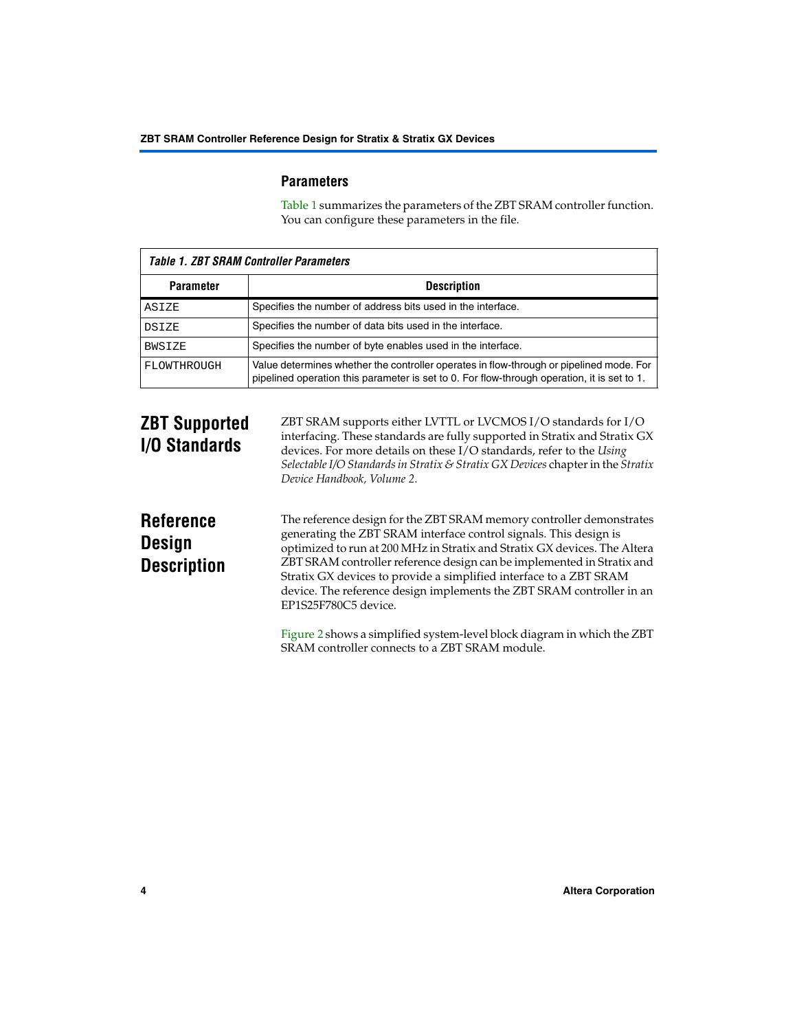### Parameters

Table 1 summarizes the parameters of the ZBT SRAM controller function. You can configure these parameters in the file.

*Table 1. ZBT SRAM Controller Parameters*

| Parameter | Description |
| --- | --- |
| ASIZE | Specifies the number of address bits used in the interface. |
| DSIZE | Specifies the number of data bits used in the interface. |
| BWSIZE | Specifies the number of byte enables used in the interface. |
| FLOWTHROUGH | Value determines whether the controller operates in flow-through or pipelined mode. For pipelined operation this parameter is set to 0. For flow-through operation, it is set to 1. |

## ZBT Supported I/O Standards

ZBT SRAM supports either LVTTL or LVCMOS I/O standards for I/O interfacing. These standards are fully supported in Stratix and Stratix GX devices. For more details on these I/O standards, refer to the *Using Selectable I/O Standards in Stratix & Stratix GX Devices* chapter in the *Stratix Device Handbook, Volume 2*.

## Reference Design Description

The reference design for the ZBT SRAM memory controller demonstrates generating the ZBT SRAM interface control signals. This design is optimized to run at 200 MHz in Stratix and Stratix GX devices. The Altera ZBT SRAM controller reference design can be implemented in Stratix and Stratix GX devices to provide a simplified interface to a ZBT SRAM device. The reference design implements the ZBT SRAM controller in an EP1S25F780C5 device.

Figure 2 shows a simplified system-level block diagram in which the ZBT SRAM controller connects to a ZBT SRAM module.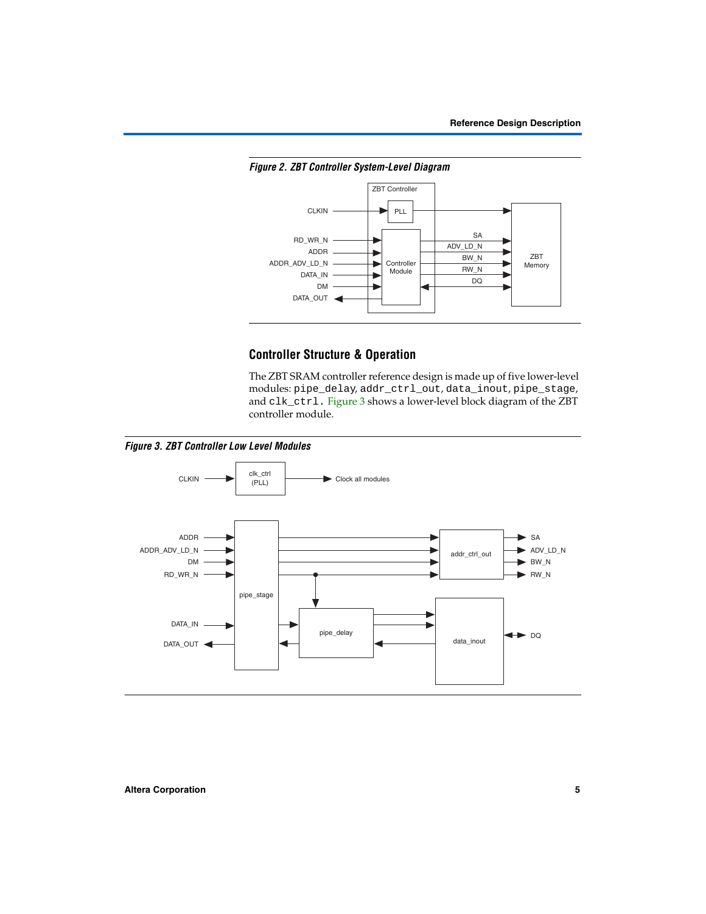*Figure 2. ZBT Controller System-Level Diagram*

## Controller Structure & Operation

The ZBT SRAM controller reference design is made up of five lower-level modules: `pipe_delay`, `addr_ctrl_out`, `data_inout`, `pipe_stage`, and `clk_ctrl`. Figure 3 shows a lower-level block diagram of the ZBT controller module.

*Figure 3. ZBT Controller Low Level Modules*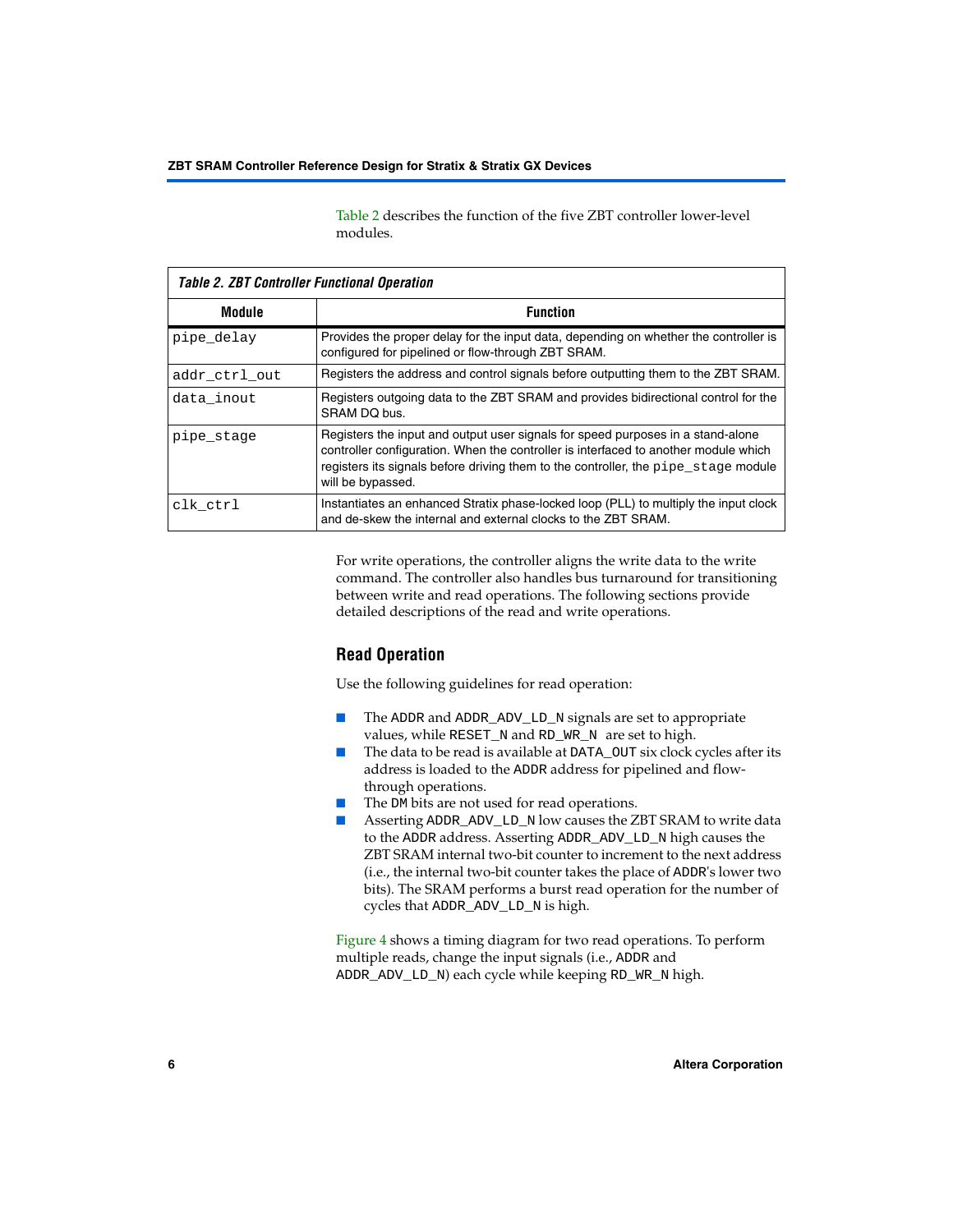Table 2 describes the function of the five ZBT controller lower-level modules.

*Table 2. ZBT Controller Functional Operation*

| Module | Function |
|---|---|
| pipe_delay | Provides the proper delay for the input data, depending on whether the controller is configured for pipelined or flow-through ZBT SRAM. |
| addr_ctrl_out | Registers the address and control signals before outputting them to the ZBT SRAM. |
| data_inout | Registers outgoing data to the ZBT SRAM and provides bidirectional control for the SRAM DQ bus. |
| pipe_stage | Registers the input and output user signals for speed purposes in a stand-alone controller configuration. When the controller is interfaced to another module which registers its signals before driving them to the controller, the pipe_stage module will be bypassed. |
| clk_ctrl | Instantiates an enhanced Stratix phase-locked loop (PLL) to multiply the input clock and de-skew the internal and external clocks to the ZBT SRAM. |

For write operations, the controller aligns the write data to the write command. The controller also handles bus turnaround for transitioning between write and read operations. The following sections provide detailed descriptions of the read and write operations.

## Read Operation

Use the following guidelines for read operation:

- The ADDR and ADDR_ADV_LD_N signals are set to appropriate values, while RESET_N and RD_WR_N are set to high.
- The data to be read is available at DATA_OUT six clock cycles after its address is loaded to the ADDR address for pipelined and flow-through operations.
- The DM bits are not used for read operations.
- Asserting ADDR_ADV_LD_N low causes the ZBT SRAM to write data to the ADDR address. Asserting ADDR_ADV_LD_N high causes the ZBT SRAM internal two-bit counter to increment to the next address (i.e., the internal two-bit counter takes the place of ADDR's lower two bits). The SRAM performs a burst read operation for the number of cycles that ADDR_ADV_LD_N is high.

Figure 4 shows a timing diagram for two read operations. To perform multiple reads, change the input signals (i.e., ADDR and ADDR_ADV_LD_N) each cycle while keeping RD_WR_N high.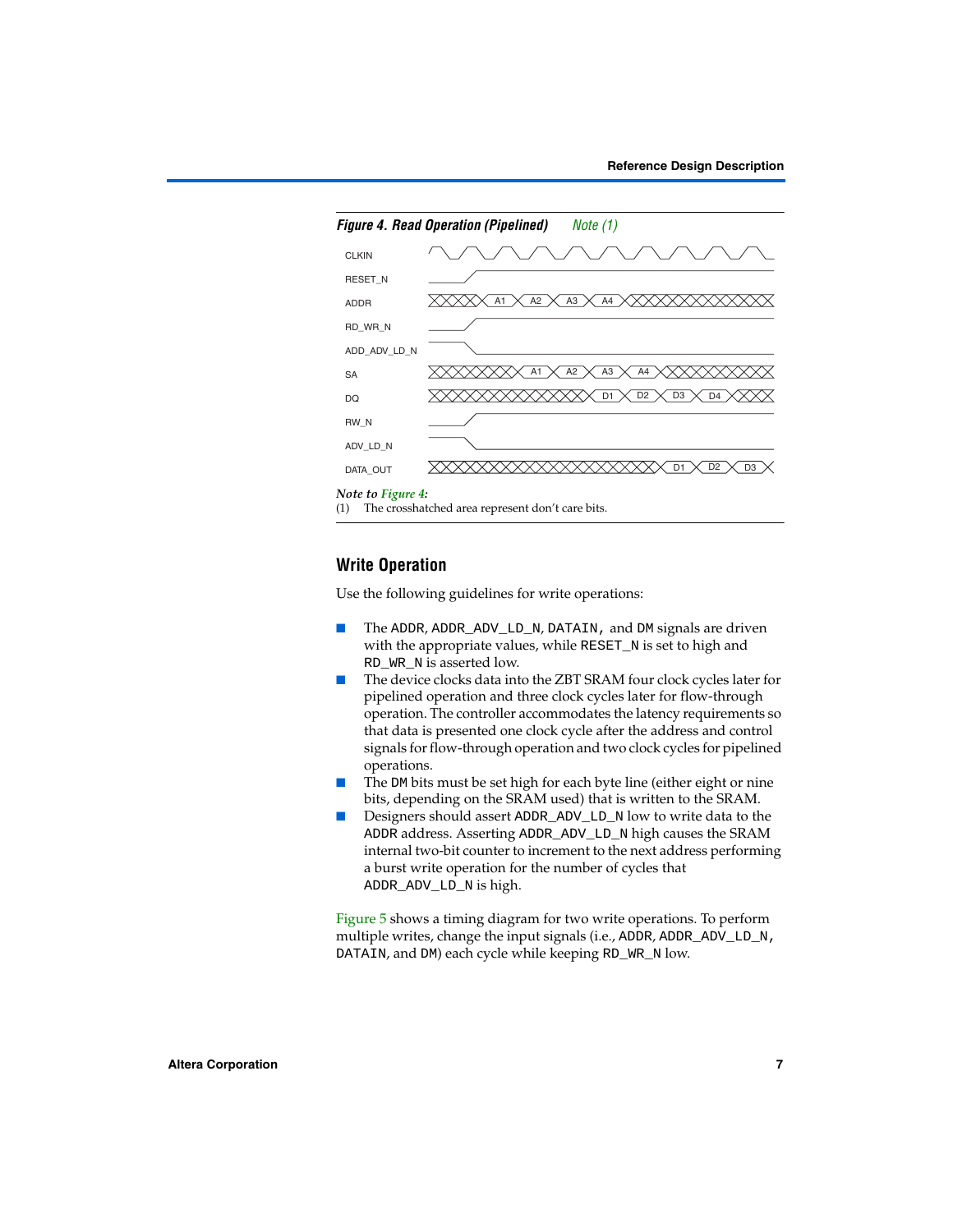**Figure 4. Read Operation (Pipelined)** *Note (1)*

CLKIN

RESET_N

ADDR — A1, A2, A3, A4

RD_WR_N

ADD_ADV_LD_N

SA — A1, A2, A3, A4

DQ — D1, D2, D3, D4

RW_N

ADV_LD_N

DATA_OUT — D1, D2, D3

*Note to Figure 4:*

(1) The crosshatched area represent don't care bits.

## Write Operation

Use the following guidelines for write operations:

- The ADDR, ADDR_ADV_LD_N, DATAIN, and DM signals are driven with the appropriate values, while RESET_N is set to high and RD_WR_N is asserted low.
- The device clocks data into the ZBT SRAM four clock cycles later for pipelined operation and three clock cycles later for flow-through operation. The controller accommodates the latency requirements so that data is presented one clock cycle after the address and control signals for flow-through operation and two clock cycles for pipelined operations.
- The DM bits must be set high for each byte line (either eight or nine bits, depending on the SRAM used) that is written to the SRAM.
- Designers should assert ADDR_ADV_LD_N low to write data to the ADDR address. Asserting ADDR_ADV_LD_N high causes the SRAM internal two-bit counter to increment to the next address performing a burst write operation for the number of cycles that ADDR_ADV_LD_N is high.

Figure 5 shows a timing diagram for two write operations. To perform multiple writes, change the input signals (i.e., ADDR, ADDR_ADV_LD_N, DATAIN, and DM) each cycle while keeping RD_WR_N low.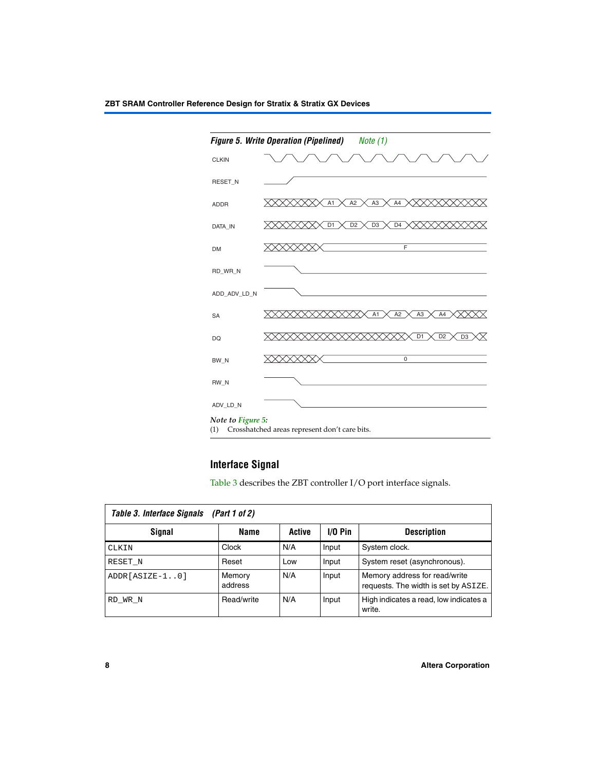*Figure 5. Write Operation (Pipelined)* *Note (1)*

CLKIN

RESET_N

ADDR — A1, A2, A3, A4

DATA_IN — D1, D2, D3, D4

DM — F

RD_WR_N

ADD_ADV_LD_N

SA — A1, A2, A3, A4

DQ — D1, D2, D3

BW_N — 0

RW_N

ADV_LD_N

*Note to Figure 5:*

(1) Crosshatched areas represent don't care bits.

## Interface Signal

Table 3 describes the ZBT controller I/O port interface signals.

*Table 3. Interface Signals (Part 1 of 2)*

| Signal | Name | Active | I/O Pin | Description |
|---|---|---|---|---|
| CLKIN | Clock | N/A | Input | System clock. |
| RESET_N | Reset | Low | Input | System reset (asynchronous). |
| ADDR[ASIZE-1..0] | Memory address | N/A | Input | Memory address for read/write requests. The width is set by ASIZE. |
| RD_WR_N | Read/write | N/A | Input | High indicates a read, low indicates a write. |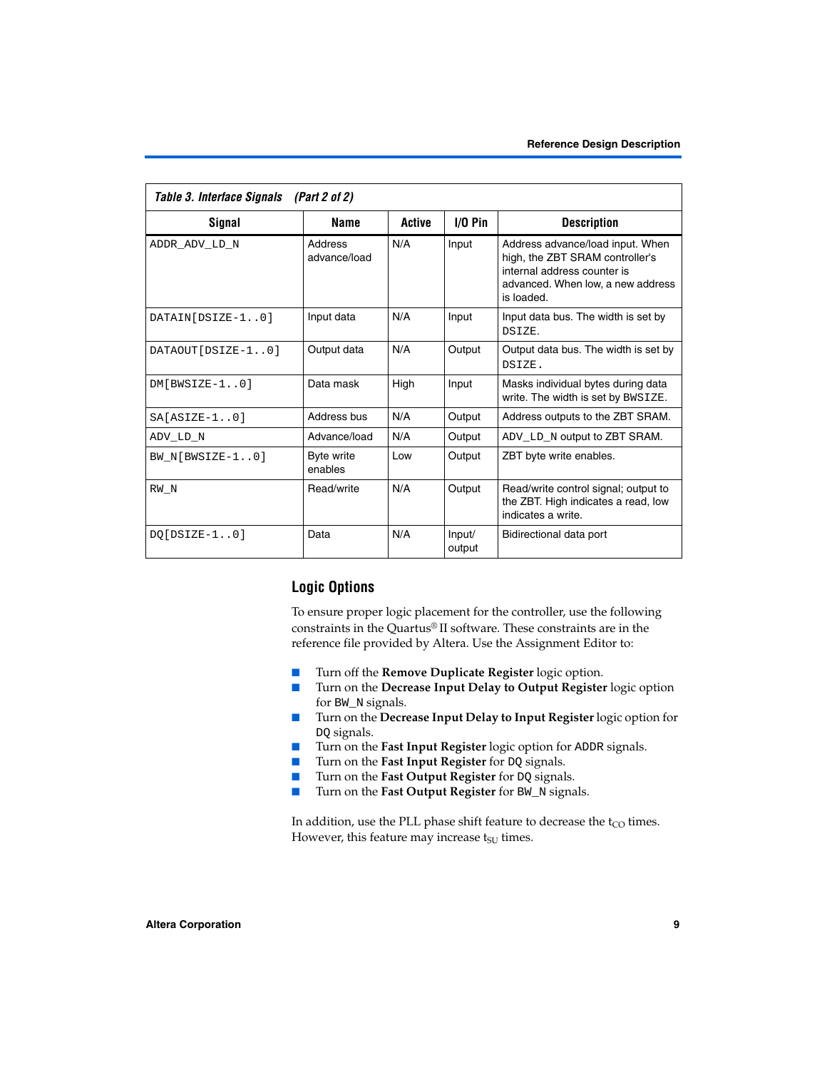**Table 3. Interface Signals (Part 2 of 2)**

| Signal | Name | Active | I/O Pin | Description |
|---|---|---|---|---|
| ADDR_ADV_LD_N | Address advance/load | N/A | Input | Address advance/load input. When high, the ZBT SRAM controller's internal address counter is advanced. When low, a new address is loaded. |
| DATAIN[DSIZE-1..0] | Input data | N/A | Input | Input data bus. The width is set by DSIZE. |
| DATAOUT[DSIZE-1..0] | Output data | N/A | Output | Output data bus. The width is set by DSIZE. |
| DM[BWSIZE-1..0] | Data mask | High | Input | Masks individual bytes during data write. The width is set by BWSIZE. |
| SA[ASIZE-1..0] | Address bus | N/A | Output | Address outputs to the ZBT SRAM. |
| ADV_LD_N | Advance/load | N/A | Output | ADV_LD_N output to ZBT SRAM. |
| BW_N[BWSIZE-1..0] | Byte write enables | Low | Output | ZBT byte write enables. |
| RW_N | Read/write | N/A | Output | Read/write control signal; output to the ZBT. High indicates a read, low indicates a write. |
| DQ[DSIZE-1..0] | Data | N/A | Input/ output | Bidirectional data port |

## Logic Options

To ensure proper logic placement for the controller, use the following constraints in the Quartus® II software. These constraints are in the reference file provided by Altera. Use the Assignment Editor to:

- Turn off the **Remove Duplicate Register** logic option.
- Turn on the **Decrease Input Delay to Output Register** logic option for BW_N signals.
- Turn on the **Decrease Input Delay to Input Register** logic option for DQ signals.
- Turn on the **Fast Input Register** logic option for ADDR signals.
- Turn on the **Fast Input Register** for DQ signals.
- Turn on the **Fast Output Register** for DQ signals.
- Turn on the **Fast Output Register** for BW_N signals.

In addition, use the PLL phase shift feature to decrease the $t_{CO}$ times. However, this feature may increase $t_{SU}$ times.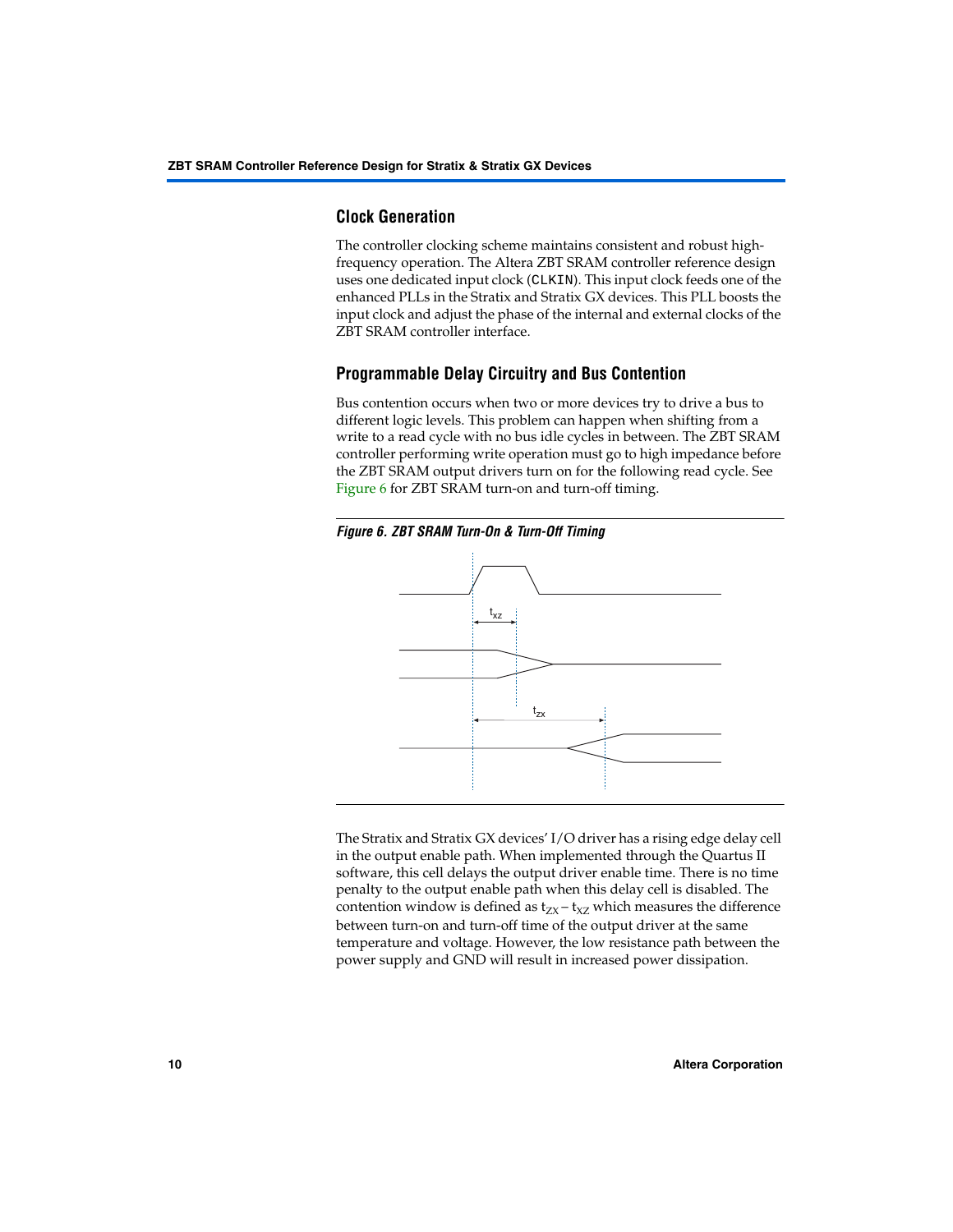## Clock Generation

The controller clocking scheme maintains consistent and robust high-frequency operation. The Altera ZBT SRAM controller reference design uses one dedicated input clock (`CLKIN`). This input clock feeds one of the enhanced PLLs in the Stratix and Stratix GX devices. This PLL boosts the input clock and adjust the phase of the internal and external clocks of the ZBT SRAM controller interface.

## Programmable Delay Circuitry and Bus Contention

Bus contention occurs when two or more devices try to drive a bus to different logic levels. This problem can happen when shifting from a write to a read cycle with no bus idle cycles in between. The ZBT SRAM controller performing write operation must go to high impedance before the ZBT SRAM output drivers turn on for the following read cycle. See Figure 6 for ZBT SRAM turn-on and turn-off timing.

***Figure 6. ZBT SRAM Turn-On & Turn-Off Timing***

The Stratix and Stratix GX devices' I/O driver has a rising edge delay cell in the output enable path. When implemented through the Quartus II software, this cell delays the output driver enable time. There is no time penalty to the output enable path when this delay cell is disabled. The contention window is defined as $t_{ZX} - t_{XZ}$ which measures the difference between turn-on and turn-off time of the output driver at the same temperature and voltage. However, the low resistance path between the power supply and GND will result in increased power dissipation.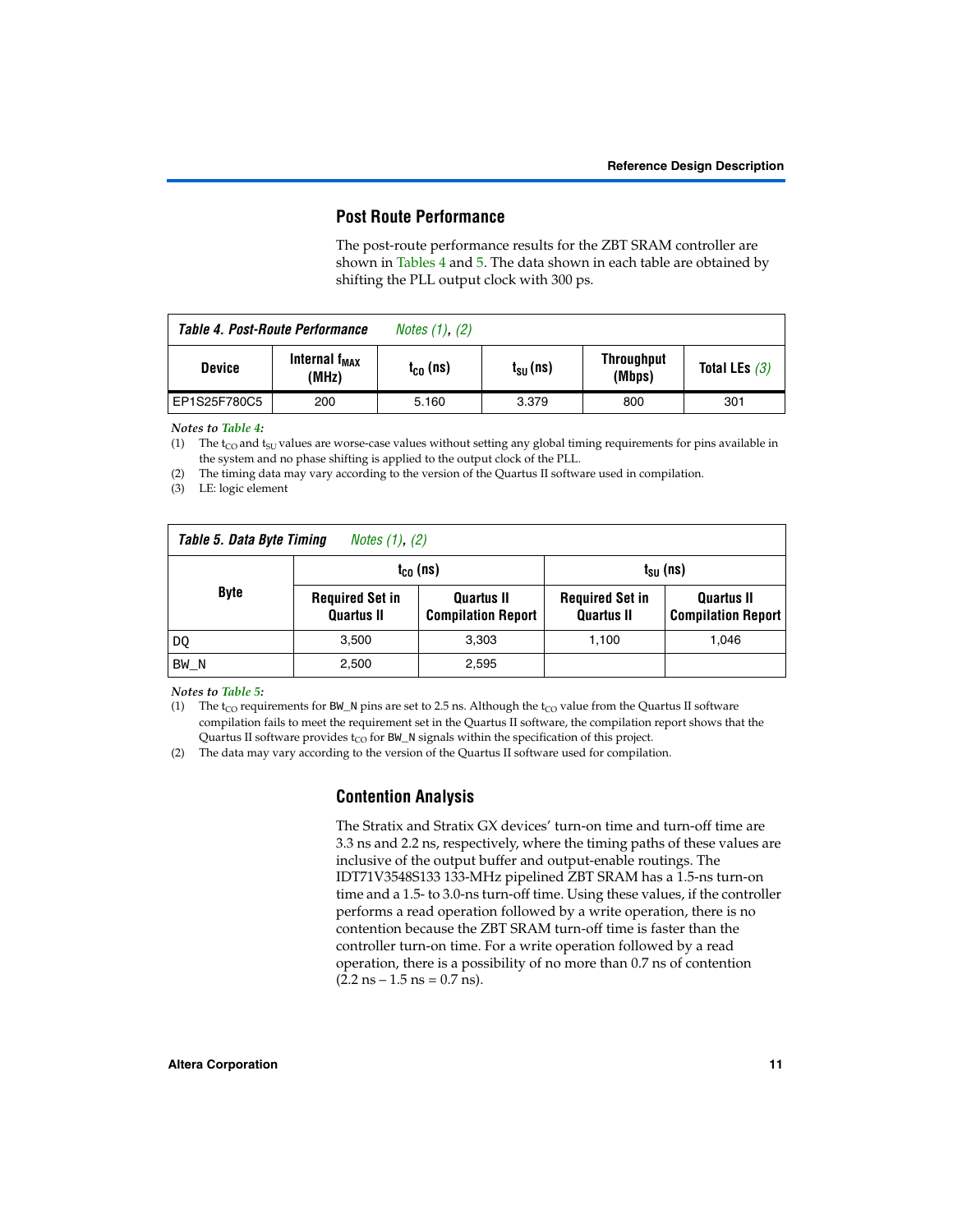## Post Route Performance

The post-route performance results for the ZBT SRAM controller are shown in Tables 4 and 5. The data shown in each table are obtained by shifting the PLL output clock with 300 ps.

**Table 4. Post-Route Performance** *Notes (1), (2)*

| Device | Internal $f_{MAX}$ (MHz) | $t_{CO}$ (ns) | $t_{SU}$ (ns) | Throughput (Mbps) | Total LEs *(3)* |
|---|---|---|---|---|---|
| EP1S25F780C5 | 200 | 5.160 | 3.379 | 800 | 301 |

*Notes to Table 4:*

(1) The $t_{CO}$ and $t_{SU}$ values are worse-case values without setting any global timing requirements for pins available in the system and no phase shifting is applied to the output clock of the PLL.

(2) The timing data may vary according to the version of the Quartus II software used in compilation.

(3) LE: logic element

**Table 5. Data Byte Timing** *Notes (1), (2)*

| Byte | $t_{CO}$ (ns) | | $t_{SU}$ (ns) | |
|---|---|---|---|---|
| | Required Set in Quartus II | Quartus II Compilation Report | Required Set in Quartus II | Quartus II Compilation Report |
| DQ | 3,500 | 3,303 | 1,100 | 1,046 |
| BW_N | 2,500 | 2,595 | | |

*Notes to Table 5:*

(1) The $t_{CO}$ requirements for BW_N pins are set to 2.5 ns. Although the $t_{CO}$ value from the Quartus II software compilation fails to meet the requirement set in the Quartus II software, the compilation report shows that the Quartus II software provides $t_{CO}$ for BW_N signals within the specification of this project.

(2) The data may vary according to the version of the Quartus II software used for compilation.

## Contention Analysis

The Stratix and Stratix GX devices' turn-on time and turn-off time are 3.3 ns and 2.2 ns, respectively, where the timing paths of these values are inclusive of the output buffer and output-enable routings. The IDT71V3548S133 133-MHz pipelined ZBT SRAM has a 1.5-ns turn-on time and a 1.5- to 3.0-ns turn-off time. Using these values, if the controller performs a read operation followed by a write operation, there is no contention because the ZBT SRAM turn-off time is faster than the controller turn-on time. For a write operation followed by a read operation, there is a possibility of no more than 0.7 ns of contention (2.2 ns – 1.5 ns = 0.7 ns).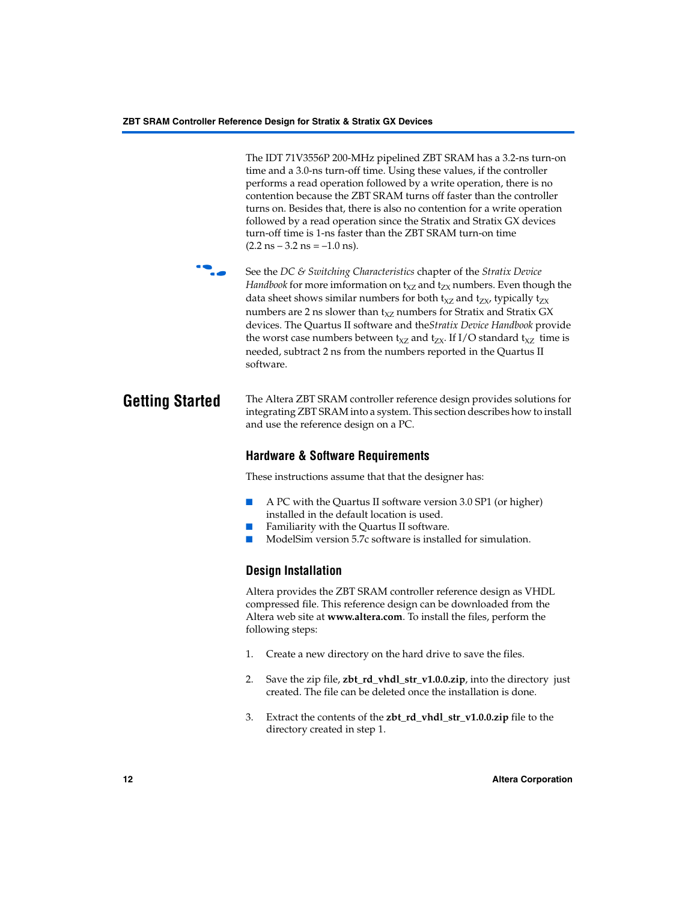The IDT 71V3556P 200-MHz pipelined ZBT SRAM has a 3.2-ns turn-on time and a 3.0-ns turn-off time. Using these values, if the controller performs a read operation followed by a write operation, there is no contention because the ZBT SRAM turns off faster than the controller turns on. Besides that, there is also no contention for a write operation followed by a read operation since the Stratix and Stratix GX devices turn-off time is 1-ns faster than the ZBT SRAM turn-on time (2.2 ns – 3.2 ns = –1.0 ns).

See the *DC & Switching Characteristics* chapter of the *Stratix Device Handbook* for more imformation on $t_{XZ}$ and $t_{ZX}$ numbers. Even though the data sheet shows similar numbers for both $t_{XZ}$ and $t_{ZX}$, typically $t_{ZX}$ numbers are 2 ns slower than $t_{XZ}$ numbers for Stratix and Stratix GX devices. The Quartus II software and the*Stratix Device Handbook* provide the worst case numbers between $t_{XZ}$ and $t_{ZX}$. If I/O standard $t_{XZ}$ time is needed, subtract 2 ns from the numbers reported in the Quartus II software.

## Getting Started

The Altera ZBT SRAM controller reference design provides solutions for integrating ZBT SRAM into a system. This section describes how to install and use the reference design on a PC.

### Hardware & Software Requirements

These instructions assume that that the designer has:

- A PC with the Quartus II software version 3.0 SP1 (or higher) installed in the default location is used.
- Familiarity with the Quartus II software.
- ModelSim version 5.7c software is installed for simulation.

### Design Installation

Altera provides the ZBT SRAM controller reference design as VHDL compressed file. This reference design can be downloaded from the Altera web site at **www.altera.com**. To install the files, perform the following steps:

1. Create a new directory on the hard drive to save the files.

2. Save the zip file, **zbt_rd_vhdl_str_v1.0.0.zip**, into the directory just created. The file can be deleted once the installation is done.

3. Extract the contents of the **zbt_rd_vhdl_str_v1.0.0.zip** file to the directory created in step 1.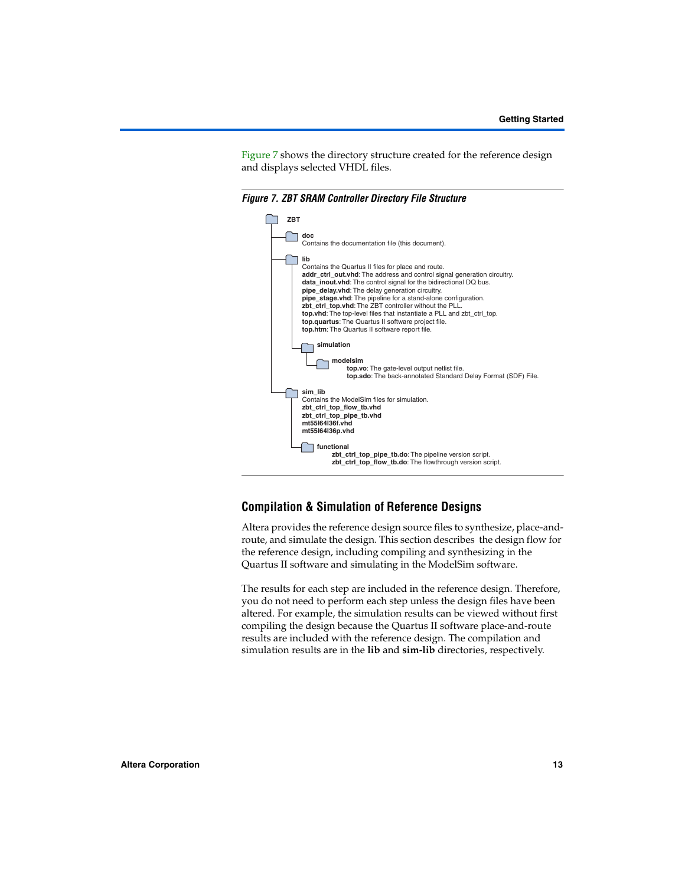Figure 7 shows the directory structure created for the reference design and displays selected VHDL files.

*Figure 7. ZBT SRAM Controller Directory File Structure*

- **ZBT**
  - **doc**
    Contains the documentation file (this document).
  - **lib**
    Contains the Quartus II files for place and route.
    **addr_ctrl_out.vhd**: The address and control signal generation circuitry.
    **data_inout.vhd**: The control signal for the bidirectional DQ bus.
    **pipe_delay.vhd**: The delay generation circuitry.
    **pipe_stage.vhd**: The pipeline for a stand-alone configuration.
    **zbt_ctrl_top.vhd**: The ZBT controller without the PLL.
    **top.vhd**: The top-level files that instantiate a PLL and zbt_ctrl_top.
    **top.quartus**: The Quartus II software project file.
    **top.htm**: The Quartus II software report file.
    - **simulation**
      - **modelsim**
        **top.vo**: The gate-level output netlist file.
        **top.sdo**: The back-annotated Standard Delay Format (SDF) File.
  - **sim_lib**
    Contains the ModelSim files for simulation.
    **zbt_ctrl_top_flow_tb.vhd**
    **zbt_ctrl_top_pipe_tb.vhd**
    **mt55l64l36f.vhd**
    **mt55l64l36p.vhd**
    - **functional**
      **zbt_ctrl_top_pipe_tb.do**: The pipeline version script.
      **zbt_ctrl_top_flow_tb.do**: The flowthrough version script.

## Compilation & Simulation of Reference Designs

Altera provides the reference design source files to synthesize, place-and-route, and simulate the design. This section describes the design flow for the reference design, including compiling and synthesizing in the Quartus II software and simulating in the ModelSim software.

The results for each step are included in the reference design. Therefore, you do not need to perform each step unless the design files have been altered. For example, the simulation results can be viewed without first compiling the design because the Quartus II software place-and-route results are included with the reference design. The compilation and simulation results are in the **lib** and **sim-lib** directories, respectively.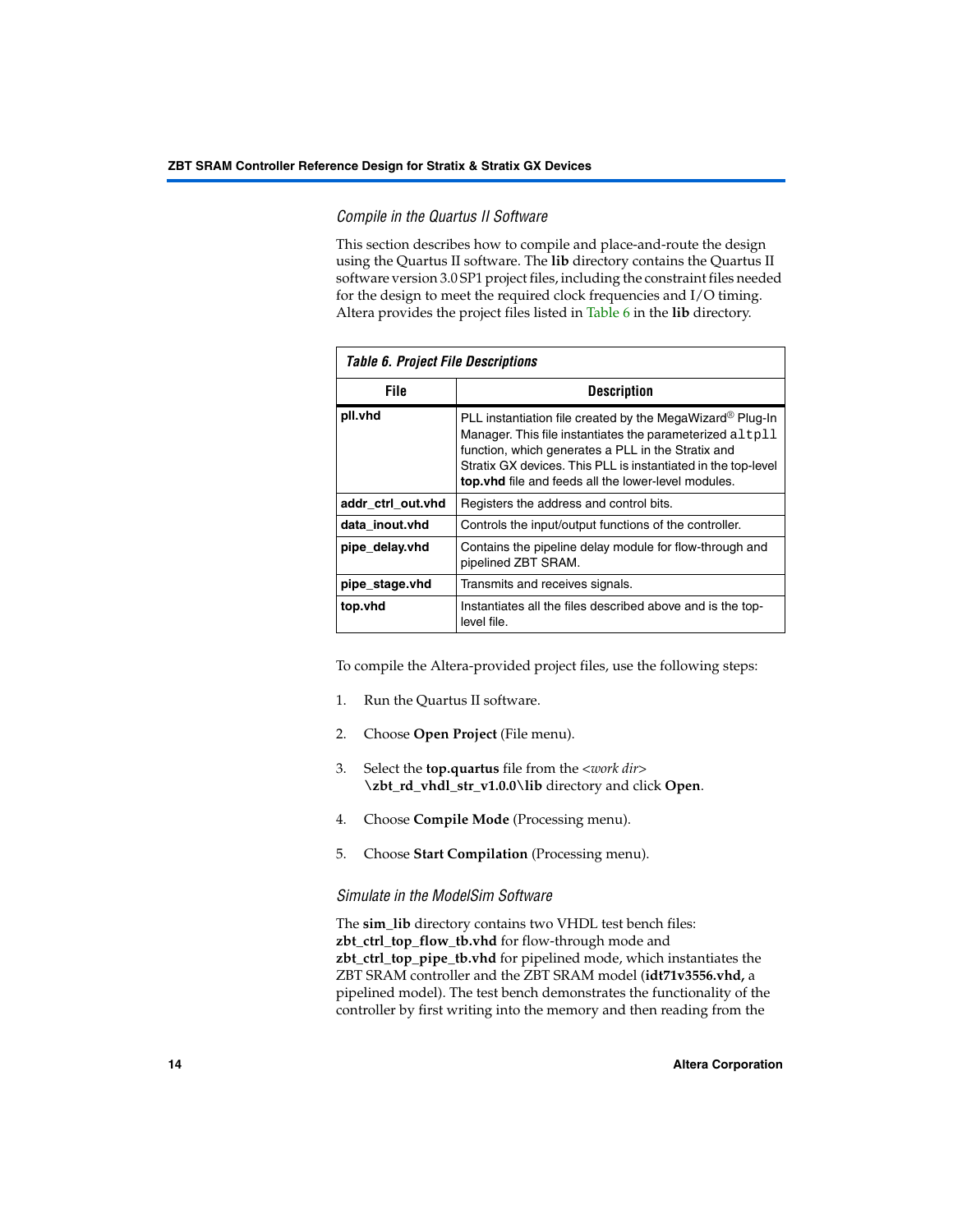### Compile in the Quartus II Software

This section describes how to compile and place-and-route the design using the Quartus II software. The **lib** directory contains the Quartus II software version 3.0 SP1 project files, including the constraint files needed for the design to meet the required clock frequencies and I/O timing. Altera provides the project files listed in Table 6 in the **lib** directory.

**Table 6. Project File Descriptions**

| File | Description |
|---|---|
| **pll.vhd** | PLL instantiation file created by the MegaWizard® Plug-In Manager. This file instantiates the parameterized `altpll` function, which generates a PLL in the Stratix and Stratix GX devices. This PLL is instantiated in the top-level **top.vhd** file and feeds all the lower-level modules. |
| **addr_ctrl_out.vhd** | Registers the address and control bits. |
| **data_inout.vhd** | Controls the input/output functions of the controller. |
| **pipe_delay.vhd** | Contains the pipeline delay module for flow-through and pipelined ZBT SRAM. |
| **pipe_stage.vhd** | Transmits and receives signals. |
| **top.vhd** | Instantiates all the files described above and is the top-level file. |

To compile the Altera-provided project files, use the following steps:

1. Run the Quartus II software.
2. Choose **Open Project** (File menu).
3. Select the **top.quartus** file from the <*work dir*> **\zbt_rd_vhdl_str_v1.0.0\lib** directory and click **Open**.
4. Choose **Compile Mode** (Processing menu).
5. Choose **Start Compilation** (Processing menu).

### Simulate in the ModelSim Software

The **sim_lib** directory contains two VHDL test bench files: **zbt_ctrl_top_flow_tb.vhd** for flow-through mode and **zbt_ctrl_top_pipe_tb.vhd** for pipelined mode, which instantiates the ZBT SRAM controller and the ZBT SRAM model (**idt71v3556.vhd,** a pipelined model). The test bench demonstrates the functionality of the controller by first writing into the memory and then reading from the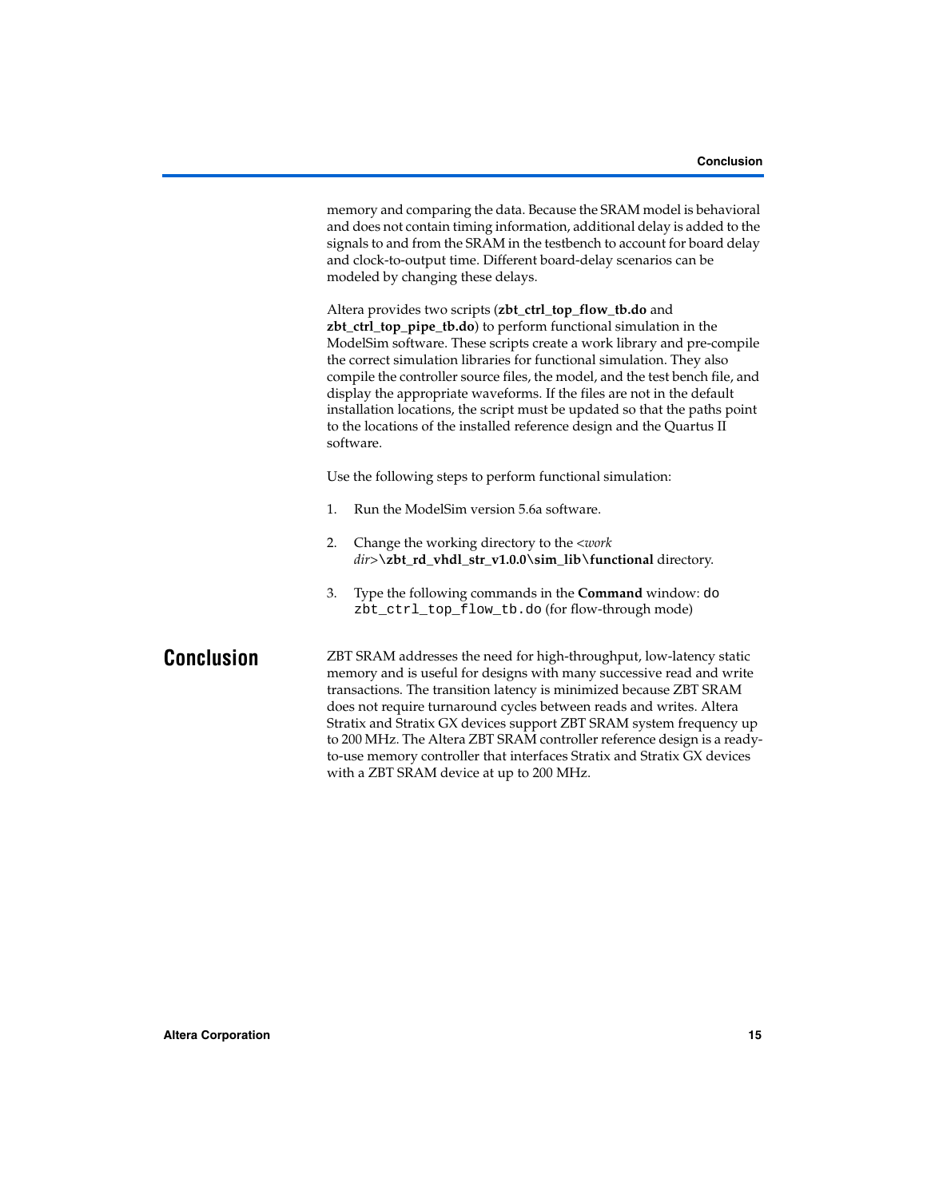memory and comparing the data. Because the SRAM model is behavioral and does not contain timing information, additional delay is added to the signals to and from the SRAM in the testbench to account for board delay and clock-to-output time. Different board-delay scenarios can be modeled by changing these delays.

Altera provides two scripts (**zbt_ctrl_top_flow_tb.do** and **zbt_ctrl_top_pipe_tb.do**) to perform functional simulation in the ModelSim software. These scripts create a work library and pre-compile the correct simulation libraries for functional simulation. They also compile the controller source files, the model, and the test bench file, and display the appropriate waveforms. If the files are not in the default installation locations, the script must be updated so that the paths point to the locations of the installed reference design and the Quartus II software.

Use the following steps to perform functional simulation:

1. Run the ModelSim version 5.6a software.

2. Change the working directory to the *<work dir>*\ **zbt_rd_vhdl_str_v1.0.0\sim_lib\functional** directory.

3. Type the following commands in the **Command** window: `do zbt_ctrl_top_flow_tb.do` (for flow-through mode)

## Conclusion

ZBT SRAM addresses the need for high-throughput, low-latency static memory and is useful for designs with many successive read and write transactions. The transition latency is minimized because ZBT SRAM does not require turnaround cycles between reads and writes. Altera Stratix and Stratix GX devices support ZBT SRAM system frequency up to 200 MHz. The Altera ZBT SRAM controller reference design is a ready-to-use memory controller that interfaces Stratix and Stratix GX devices with a ZBT SRAM device at up to 200 MHz.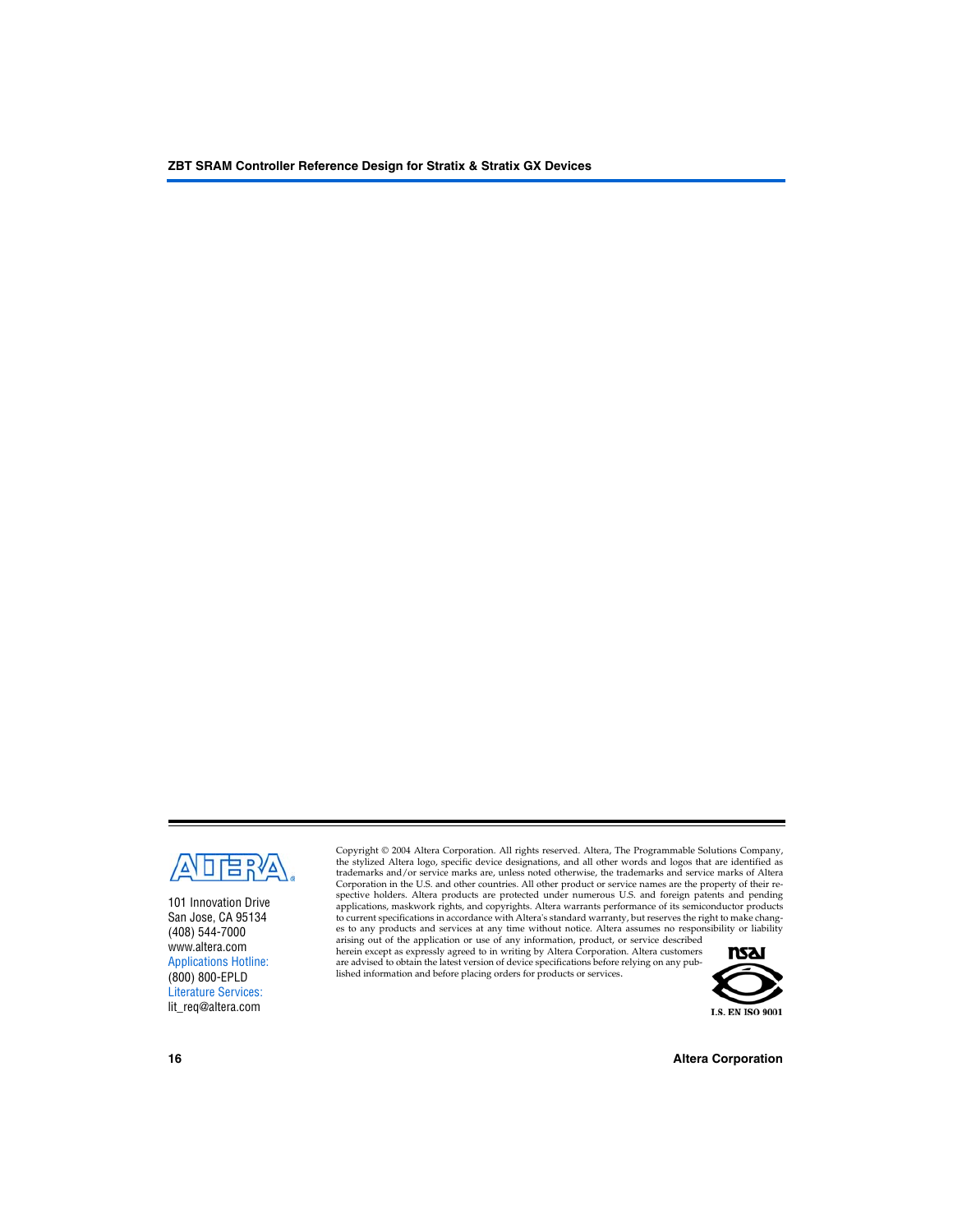101 Innovation Drive
San Jose, CA 95134
(408) 544-7000
www.altera.com
Applications Hotline:
(800) 800-EPLD
Literature Services:
lit_req@altera.com

Copyright © 2004 Altera Corporation. All rights reserved. Altera, The Programmable Solutions Company, the stylized Altera logo, specific device designations, and all other words and logos that are identified as trademarks and/or service marks are, unless noted otherwise, the trademarks and service marks of Altera Corporation in the U.S. and other countries. All other product or service names are the property of their respective holders. Altera products are protected under numerous U.S. and foreign patents and pending applications, maskwork rights, and copyrights. Altera warrants performance of its semiconductor products to current specifications in accordance with Altera's standard warranty, but reserves the right to make changes to any products and services at any time without notice. Altera assumes no responsibility or liability arising out of the application or use of any information, product, or service described herein except as expressly agreed to in writing by Altera Corporation. Altera customers are advised to obtain the latest version of device specifications before relying on any published information and before placing orders for products or services.

I.S. EN ISO 9001